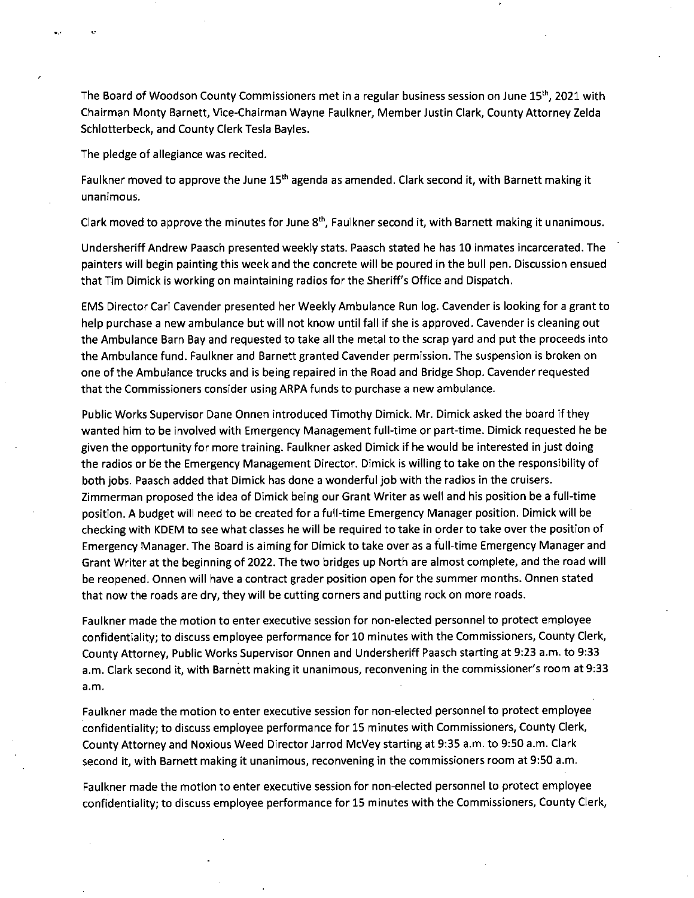The Board of Woodson County Commissioners met in a regular business session on June 15th, 2021 with Chairman Monty Barnett, Vice-Chairman Wayne Faulkner, Member Justin Clark, County Attorney Zelda Schlotterbeck, and County Clerk Tesla Bayles.

The pledge of allegiance was recited.

Faulkner moved to approve the June 15th agenda as amended. Clark second it, with Barnett making it unanimous.

Clark moved to approve the minutes for June 8th, Faulkner second it, with Barnett making it unanimous.

Undersheriff Andrew Paasch presented weekly stats. Paasch stated he has 10 inmates incarcerated. The painters will begin painting this week and the concrete will be poured in the bull pen. Discussion ensued that Tim Dimick is working on maintaining radios for the Sheriff's Office and Dispatch.

EMS Director Cari Cavender presented her Weekly Ambulance Run log. Cavender is looking for a grant to help purchase a new ambulance but will not know until fall if she is approved. Cavender is cleaning out the Ambulance Barn Bay and requested to take all the metal to the scrap yard and put the proceeds into the Ambulance fund. Faulkner and Barnett granted Cavender permission. The suspension is broken on one of the Ambulance trucks and is being repaired in the Road and Bridge Shop. Cavender requested that the Commissioners consider using ARPA funds to purchase a new ambulance.

Public Works Supervisor Dane Onnen introduced Timothy Dimick. Mr. Dimick asked the board if they wanted him to be involved with Emergency Management full-time or part-time. Dimick requested he be given the opportunity for more training. Faulkner asked Dimick if he would be interested in just doing the radios or be the Emergency Management Director. Dimick is willing to take on the responsibility of both jobs. Paasch added that Dimick has done a wonderful job with the radios in the cruisers. Zimmerman proposed the idea of Dimick being our Grant Writer as well and his position be a full-time position. A budget will need to be created for a full-time Emergency Manager position. Dimick will be checking with KDEM to see what classes he will be required to take in order to take over the position of Emergency Manager. The Board is aiming for Dimick to take over as a full-time Emergency Manager and Grant Writer at the beginning of 2022. The two bridges up North are almost complete, and the road will be reopened. Onnen will have a contract grader position open for the summer months. Onnen stated that now the roads are dry, they will be cutting corners and putting rock on more roads.

Faulkner made the motion to enter executive session for non-elected personnel to protect employee confidentiality; to discuss employee performance for 10 minutes with the Commissioners, County Clerk, County Attorney, Public Works Supervisor Onnen and Undersheriff Paasch starting at 9:23 a.m. to 9:33 a.m. Clark second it, with Barnett making it unanimous, reconvening in the commissioner's room at 9:33 a.m.

Faulkner made the motion to enter executive session for non-elected personnel to protect employee confidentiality; to discuss employee performance for 15 minutes with Commissioners, County Clerk, County Attorney and Noxious Weed Director Jarrod McVey starting at 9:35 a.m. to 9:50 a.m. Clark second it, with Barnett making it unanimous, reconvening in the commissioners room at 9:50 a.m.

Faulkner made the motion to enter executive session for non-elected personnel to protect employee confidentiality; to discuss employee performance for 15 minutes with the Commissioners, County Clerk,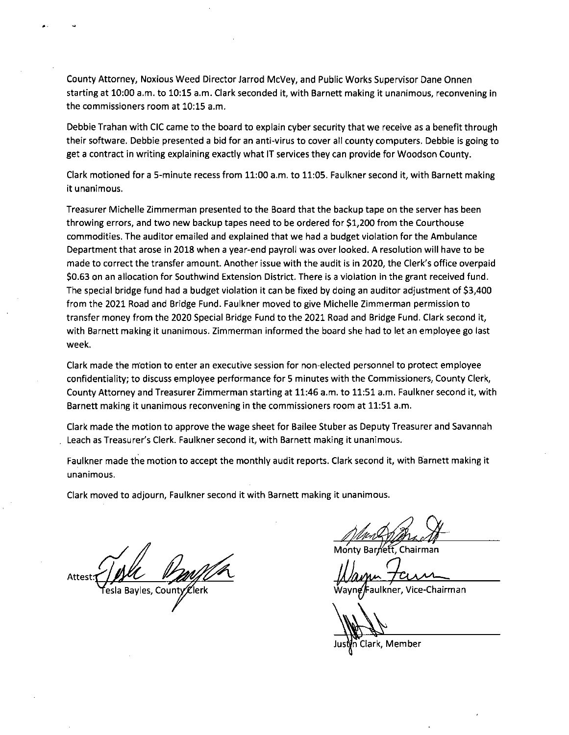County Attorney, Noxious Weed Director Jarrod McVey, and Public Works Supervisor Dane Onnen starting at 10:00 a.m. to 10:15 a.m. Clark seconded it, with Barnett making it unanimous, reconvening in the commissioners room at 10:15 a.m.

Debbie Trahan with CIC came to the board to explain cyber security that we receive as a benefit through their software. Debbie presented a bid for an anti-virus to cover all county computers. Debbie is going to get a contract in writing explaining exactly what IT services they can provide for Woodson County.

Clark motioned for a 5-minute recess from 11:00 a.m. to 11:05. Faulkner second it, with Barnett making it unanimous.

Treasurer Michelle Zimmerman presented to the Board that the backup tape on the server has been throwing errors, and two new backup tapes need to be ordered for $1,200 from the Courthouse commodities. The auditor emailed and explained that we had a budget violation for the Ambulance Department that arose in 2018 when a year-end payroll was over looked. A resolution will have to be made to correct the transfer amount. Another issue with the audit is in 2020, the Clerk's office overpaid $0.63 on an allocation for Southwind Extension District. There is a violation in the grant received fund. The special bridge fund had a budget violation it can be fixed by doing an auditor adjustment of $3,400 from the 2021 Road and Bridge Fund. Faulkner moved to give Michelle Zimmerman permission to transfer money from the 2020 Special Bridge Fund to the 2021 Road and Bridge Fund. Clark second it, with Barnett making it unanimous. Zimmerman informed the board she had to let an employee go last week.

Clark made the motion to enter an executive session for non-elected personnel to protect employee confidentiality; to discuss employee performance for 5 minutes with the Commissioners, County Clerk, County Attorney and Treasurer Zimmerman starting at 11:46 a.m. to 11:51 a.m. Faulkner second it, with Barnett making it unanimous reconvening in the commissioners room at 11:51 a.m.

Clark made the motion to approve the wage sheet for Bailee Stuber as Deputy Treasurer and Savannah Leach as Treasurer's Clerk. Faulkner second it, with Barnett making it unanimous.

Faulkner made the motion to accept the monthly audit reports. Clark second it, with Barnett making it unanimous.

Clark moved to adjourn, Faulkner second it with Barnett making it unanimous.

Monty Barnett, Chairman

Attest: Tesla Bayles, County Clerk

Wayne Faulkner, Vice-Chairman

Justin Clark, Member